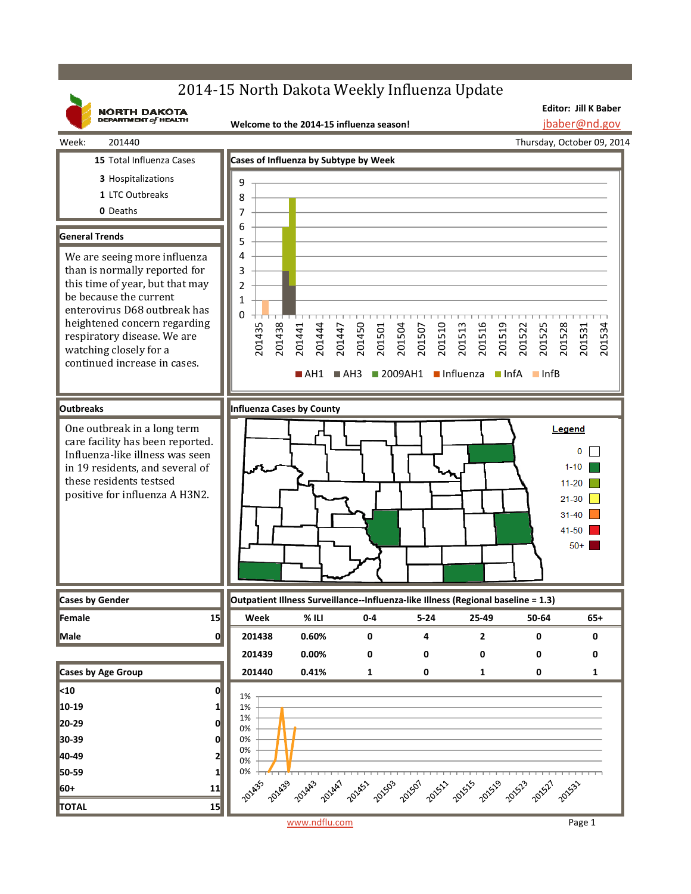# 2014-15 North Dakota Weekly Influenza Update

NORTH DAKOTA DEPARTMENT of HEALTH

**Editor: Jill K Baber**
jbaber@nd.gov

**Welcome to the 2014-15 influenza season!**

Week: 201440 — Thursday, October 09, 2014

**15** Total Influenza Cases
**3** Hospitalizations
**1** LTC Outbreaks
**0** Deaths

## General Trends

We are seeing more influenza than is normally reported for this time of year, but that may be because the current enterovirus D68 outbreak has heightened concern regarding respiratory disease. We are watching closely for a continued increase in cases.

## Cases of Influenza by Subtype by Week

Legend: AH1, AH3, 2009AH1, Influenza, InfA, InfB

## Outbreaks

One outbreak in a long term care facility has been reported. Influenza-like illness was seen in 19 residents, and several of these residents testsed positive for influenza A H3N2.

## Influenza Cases by County

Legend: 0; 1-10; 11-20; 21-30; 31-40; 41-50; 50+

## Cases by Gender

| | |
|---|---|
| Female | 15 |
| Male | 0 |

## Cases by Age Group

| | |
|---|---|
| <10 | 0 |
| 10-19 | 1 |
| 20-29 | 0 |
| 30-39 | 0 |
| 40-49 | 2 |
| 50-59 | 1 |
| 60+ | 11 |
| **TOTAL** | 15 |

## Outpatient Illness Surveillance--Influenza-like Illness (Regional baseline = 1.3)

| Week | % ILI | 0-4 | 5-24 | 25-49 | 50-64 | 65+ |
|---|---|---|---|---|---|---|
| 201438 | 0.60% | 0 | 4 | 2 | 0 | 0 |
| 201439 | 0.00% | 0 | 0 | 0 | 0 | 0 |
| 201440 | 0.41% | 1 | 0 | 1 | 0 | 1 |

www.ndflu.com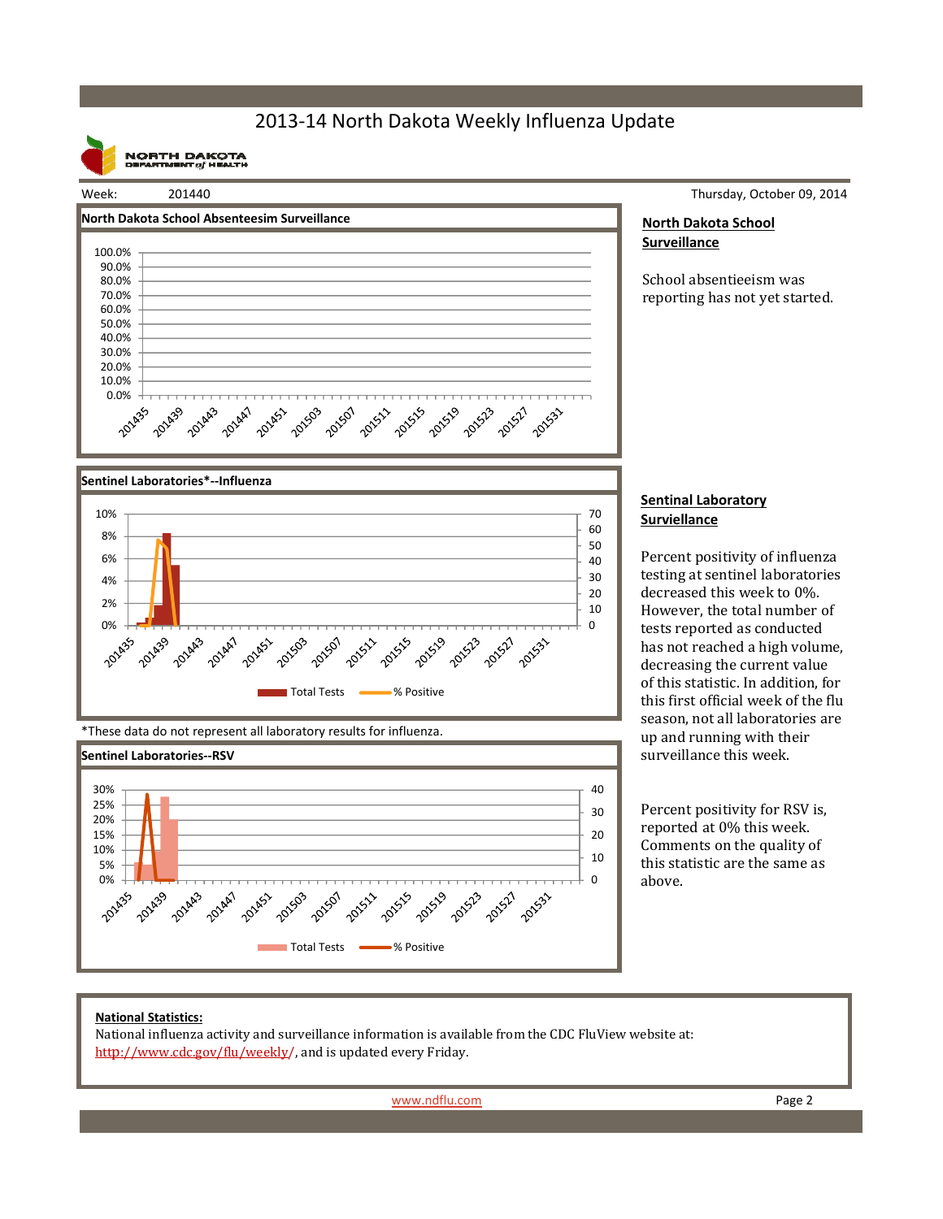# 2013-14 North Dakota Weekly Influenza Update

NORTH DAKOTA DEPARTMENT of HEALTH

Week: 201440

Thursday, October 09, 2014

## North Dakota School Absenteesim Surveillance

100.0%
90.0%
80.0%
70.0%
60.0%
50.0%
40.0%
30.0%
20.0%
10.0%
0.0%

201435 201439 201443 201447 201451 201503 201507 201511 201515 201519 201523 201527 201531

## North Dakota School Surveillance

School absentieeism was reporting has not yet started.

## Sentinel Laboratories*--Influenza

10%
8%
6%
4%
2%
0%

70
60
50
40
30
20
10
0

201435 201439 201443 201447 201451 201503 201507 201511 201515 201519 201523 201527 201531

Total Tests — % Positive

*These data do not represent all laboratory results for influenza.

## Sentinal Laboratory Surviellance

Percent positivity of influenza testing at sentinel laboratories decreased this week to 0%. However, the total number of tests reported as conducted has not reached a high volume, decreasing the current value of this statistic. In addition, for this first official week of the flu season, not all laboratories are up and running with their surveillance this week.

## Sentinel Laboratories--RSV

30%
25%
20%
15%
10%
5%
0%

40
30
20
10
0

201435 201439 201443 201447 201451 201503 201507 201511 201515 201519 201523 201527 201531

Total Tests — % Positive

Percent positivity for RSV is, reported at 0% this week. Comments on the quality of this statistic are the same as above.

**National Statistics:**

National influenza activity and surveillance information is available from the CDC FluView website at: http://www.cdc.gov/flu/weekly/, and is updated every Friday.

www.ndflu.com